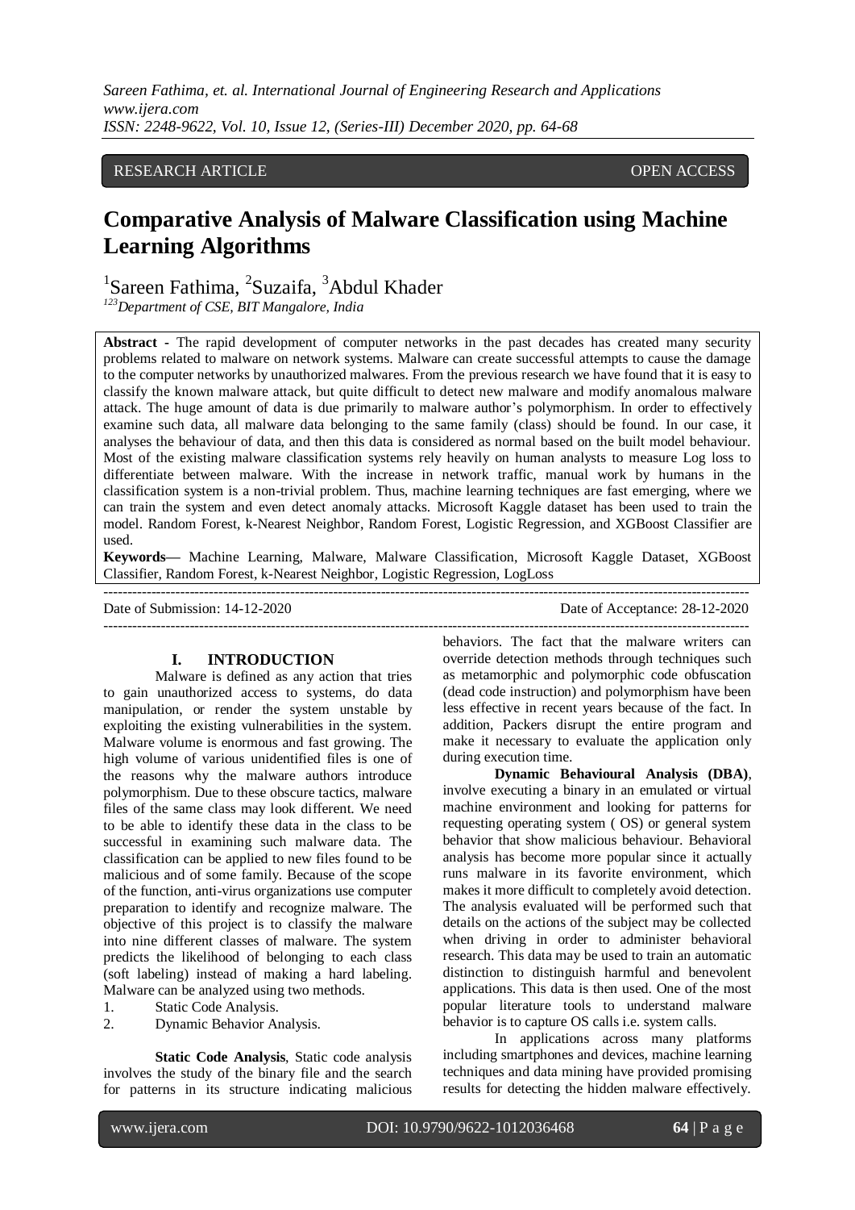RESEARCH ARTICLE OPEN ACCESS

# Comparative Analysis of Malware Classification using Machine Learning Algorithms

[1]Sareen Fathima, [2]Suzaifa, [3]Abdul Khader

*[123]Department of CSE, BIT Mangalore, India*

**Abstract -** The rapid development of computer networks in the past decades has created many security problems related to malware on network systems. Malware can create successful attempts to cause the damage to the computer networks by unauthorized malwares. From the previous research we have found that it is easy to classify the known malware attack, but quite difficult to detect new malware and modify anomalous malware attack. The huge amount of data is due primarily to malware author's polymorphism. In order to effectively examine such data, all malware data belonging to the same family (class) should be found. In our case, it analyses the behaviour of data, and then this data is considered as normal based on the built model behaviour. Most of the existing malware classification systems rely heavily on human analysts to measure Log loss to differentiate between malware. With the increase in network traffic, manual work by humans in the classification system is a non-trivial problem. Thus, machine learning techniques are fast emerging, where we can train the system and even detect anomaly attacks. Microsoft Kaggle dataset has been used to train the model. Random Forest, k-Nearest Neighbor, Random Forest, Logistic Regression, and XGBoost Classifier are used.

**Keywords—** Machine Learning, Malware, Malware Classification, Microsoft Kaggle Dataset, XGBoost Classifier, Random Forest, k-Nearest Neighbor, Logistic Regression, LogLoss

---

Date of Submission: 14-12-2020 Date of Acceptance: 28-12-2020

---

## I. INTRODUCTION

Malware is defined as any action that tries to gain unauthorized access to systems, do data manipulation, or render the system unstable by exploiting the existing vulnerabilities in the system. Malware volume is enormous and fast growing. The high volume of various unidentified files is one of the reasons why the malware authors introduce polymorphism. Due to these obscure tactics, malware files of the same class may look different. We need to be able to identify these data in the class to be successful in examining such malware data. The classification can be applied to new files found to be malicious and of some family. Because of the scope of the function, anti-virus organizations use computer preparation to identify and recognize malware. The objective of this project is to classify the malware into nine different classes of malware. The system predicts the likelihood of belonging to each class (soft labeling) instead of making a hard labeling. Malware can be analyzed using two methods.

1. Static Code Analysis.
2. Dynamic Behavior Analysis.

**Static Code Analysis**, Static code analysis involves the study of the binary file and the search for patterns in its structure indicating malicious behaviors. The fact that the malware writers can override detection methods through techniques such as metamorphic and polymorphic code obfuscation (dead code instruction) and polymorphism have been less effective in recent years because of the fact. In addition, Packers disrupt the entire program and make it necessary to evaluate the application only during execution time.

**Dynamic Behavioural Analysis (DBA)**, involve executing a binary in an emulated or virtual machine environment and looking for patterns for requesting operating system ( OS) or general system behavior that show malicious behaviour. Behavioral analysis has become more popular since it actually runs malware in its favorite environment, which makes it more difficult to completely avoid detection. The analysis evaluated will be performed such that details on the actions of the subject may be collected when driving in order to administer behavioral research. This data may be used to train an automatic distinction to distinguish harmful and benevolent applications. This data is then used. One of the most popular literature tools to understand malware behavior is to capture OS calls i.e. system calls.

In applications across many platforms including smartphones and devices, machine learning techniques and data mining have provided promising results for detecting the hidden malware effectively.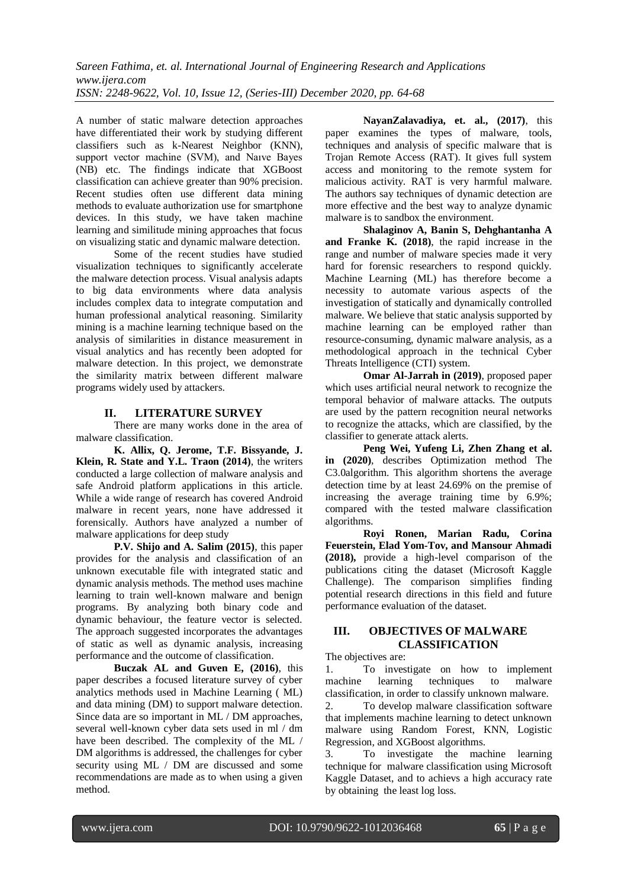A number of static malware detection approaches have differentiated their work by studying different classifiers such as k-Nearest Neighbor (KNN), support vector machine (SVM), and Naıve Bayes (NB) etc. The findings indicate that XGBoost classification can achieve greater than 90% precision. Recent studies often use different data mining methods to evaluate authorization use for smartphone devices. In this study, we have taken machine learning and similitude mining approaches that focus on visualizing static and dynamic malware detection.

Some of the recent studies have studied visualization techniques to significantly accelerate the malware detection process. Visual analysis adapts to big data environments where data analysis includes complex data to integrate computation and human professional analytical reasoning. Similarity mining is a machine learning technique based on the analysis of similarities in distance measurement in visual analytics and has recently been adopted for malware detection. In this project, we demonstrate the similarity matrix between different malware programs widely used by attackers.

## II. LITERATURE SURVEY

There are many works done in the area of malware classification.

**K. Allix, Q. Jerome, T.F. Bissyande, J. Klein, R. State and Y.L. Traon (2014)**, the writers conducted a large collection of malware analysis and safe Android platform applications in this article. While a wide range of research has covered Android malware in recent years, none have addressed it forensically. Authors have analyzed a number of malware applications for deep study

**P.V. Shijo and A. Salim (2015)**, this paper provides for the analysis and classification of an unknown executable file with integrated static and dynamic analysis methods. The method uses machine learning to train well-known malware and benign programs. By analyzing both binary code and dynamic behaviour, the feature vector is selected. The approach suggested incorporates the advantages of static as well as dynamic analysis, increasing performance and the outcome of classification.

**Buczak AL and Guven E, (2016)**, this paper describes a focused literature survey of cyber analytics methods used in Machine Learning ( ML) and data mining (DM) to support malware detection. Since data are so important in ML / DM approaches, several well-known cyber data sets used in ml / dm have been described. The complexity of the ML / DM algorithms is addressed, the challenges for cyber security using ML / DM are discussed and some recommendations are made as to when using a given method.

**NayanZalavadiya, et. al., (2017)**, this paper examines the types of malware, tools, techniques and analysis of specific malware that is Trojan Remote Access (RAT). It gives full system access and monitoring to the remote system for malicious activity. RAT is very harmful malware. The authors say techniques of dynamic detection are more effective and the best way to analyze dynamic malware is to sandbox the environment.

**Shalaginov A, Banin S, Dehghantanha A and Franke K. (2018)**, the rapid increase in the range and number of malware species made it very hard for forensic researchers to respond quickly. Machine Learning (ML) has therefore become a necessity to automate various aspects of the investigation of statically and dynamically controlled malware. We believe that static analysis supported by machine learning can be employed rather than resource-consuming, dynamic malware analysis, as a methodological approach in the technical Cyber Threats Intelligence (CTI) system.

**Omar Al-Jarrah in (2019)**, proposed paper which uses artificial neural network to recognize the temporal behavior of malware attacks. The outputs are used by the pattern recognition neural networks to recognize the attacks, which are classified, by the classifier to generate attack alerts.

**Peng Wei, Yufeng Li, Zhen Zhang et al. in (2020)**, describes Optimization method The C3.0algorithm. This algorithm shortens the average detection time by at least 24.69% on the premise of increasing the average training time by 6.9%; compared with the tested malware classification algorithms.

**Royi Ronen, Marian Radu, Corina Feuerstein, Elad Yom-Tov, and Mansour Ahmadi (2018),** provide a high-level comparison of the publications citing the dataset (Microsoft Kaggle Challenge). The comparison simplifies finding potential research directions in this field and future performance evaluation of the dataset.

## III. OBJECTIVES OF MALWARE CLASSIFICATION

The objectives are:

1. To investigate on how to implement machine learning techniques to malware classification, in order to classify unknown malware.
2. To develop malware classification software that implements machine learning to detect unknown malware using Random Forest, KNN, Logistic Regression, and XGBoost algorithms.
3. To investigate the machine learning technique for malware classification using Microsoft Kaggle Dataset, and to achievs a high accuracy rate by obtaining the least log loss.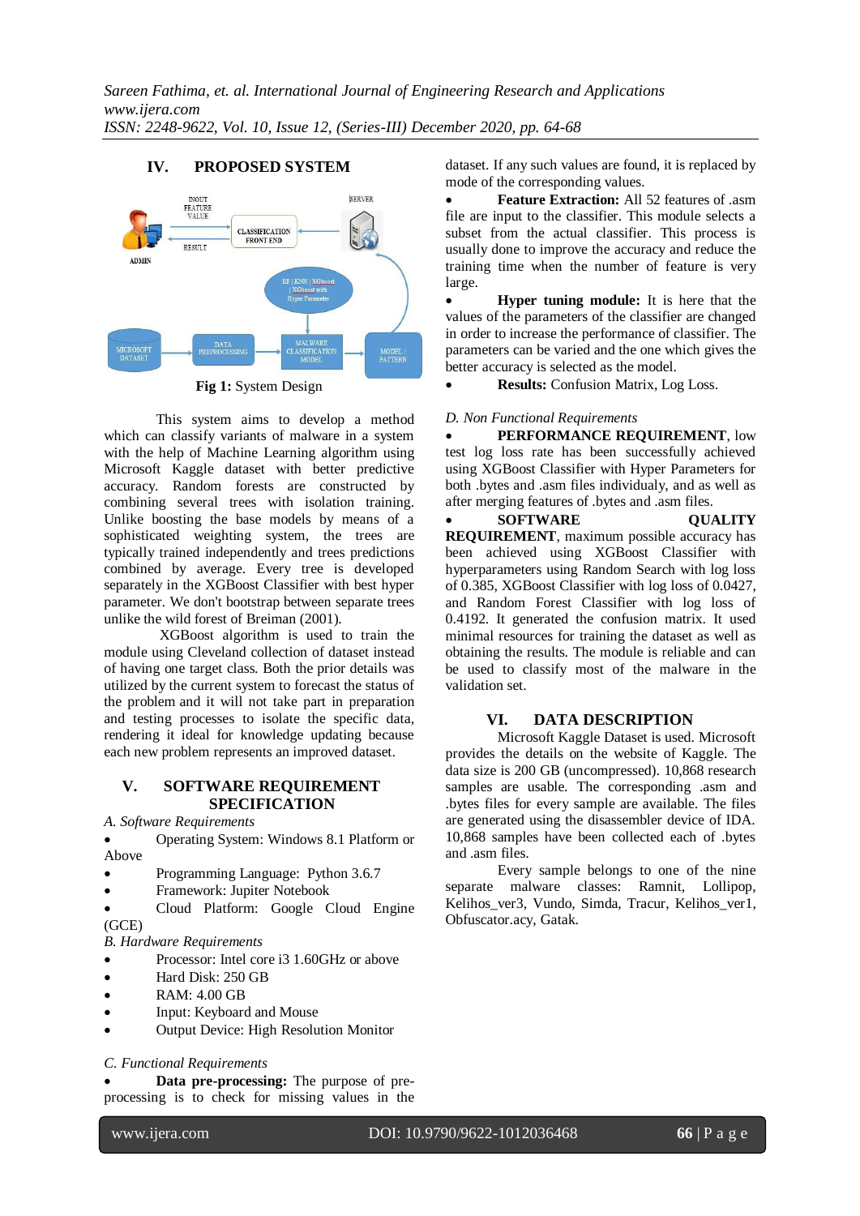## IV. PROPOSED SYSTEM

Fig 1: System Design

This system aims to develop a method which can classify variants of malware in a system with the help of Machine Learning algorithm using Microsoft Kaggle dataset with better predictive accuracy. Random forests are constructed by combining several trees with isolation training. Unlike boosting the base models by means of a sophisticated weighting system, the trees are typically trained independently and trees predictions combined by average. Every tree is developed separately in the XGBoost Classifier with best hyper parameter. We don't bootstrap between separate trees unlike the wild forest of Breiman (2001).

XGBoost algorithm is used to train the module using Cleveland collection of dataset instead of having one target class. Both the prior details was utilized by the current system to forecast the status of the problem and it will not take part in preparation and testing processes to isolate the specific data, rendering it ideal for knowledge updating because each new problem represents an improved dataset.

## V. SOFTWARE REQUIREMENT SPECIFICATION

*A. Software Requirements*

- Operating System: Windows 8.1 Platform or Above
- Programming Language: Python 3.6.7
- Framework: Jupiter Notebook
- Cloud Platform: Google Cloud Engine (GCE)

*B. Hardware Requirements*

- Processor: Intel core i3 1.60GHz or above
- Hard Disk: 250 GB
- RAM: 4.00 GB
- Input: Keyboard and Mouse
- Output Device: High Resolution Monitor

*C. Functional Requirements*

- **Data pre-processing:** The purpose of pre-processing is to check for missing values in the dataset. If any such values are found, it is replaced by mode of the corresponding values.
- **Feature Extraction:** All 52 features of .asm file are input to the classifier. This module selects a subset from the actual classifier. This process is usually done to improve the accuracy and reduce the training time when the number of feature is very large.
- **Hyper tuning module:** It is here that the values of the parameters of the classifier are changed in order to increase the performance of classifier. The parameters can be varied and the one which gives the better accuracy is selected as the model.
- **Results:** Confusion Matrix, Log Loss.

*D. Non Functional Requirements*

- **PERFORMANCE REQUIREMENT**, low test log loss rate has been successfully achieved using XGBoost Classifier with Hyper Parameters for both .bytes and .asm files individualy, and as well as after merging features of .bytes and .asm files.
- **SOFTWARE QUALITY REQUIREMENT**, maximum possible accuracy has been achieved using XGBoost Classifier with hyperparameters using Random Search with log loss of 0.385, XGBoost Classifier with log loss of 0.0427, and Random Forest Classifier with log loss of 0.4192. It generated the confusion matrix. It used minimal resources for training the dataset as well as obtaining the results. The module is reliable and can be used to classify most of the malware in the validation set.

## VI. DATA DESCRIPTION

Microsoft Kaggle Dataset is used. Microsoft provides the details on the website of Kaggle. The data size is 200 GB (uncompressed). 10,868 research samples are usable. The corresponding .asm and .bytes files for every sample are available. The files are generated using the disassembler device of IDA. 10,868 samples have been collected each of .bytes and .asm files.

Every sample belongs to one of the nine separate malware classes: Ramnit, Lollipop, Kelihos_ver3, Vundo, Simda, Tracur, Kelihos_ver1, Obfuscator.acy, Gatak.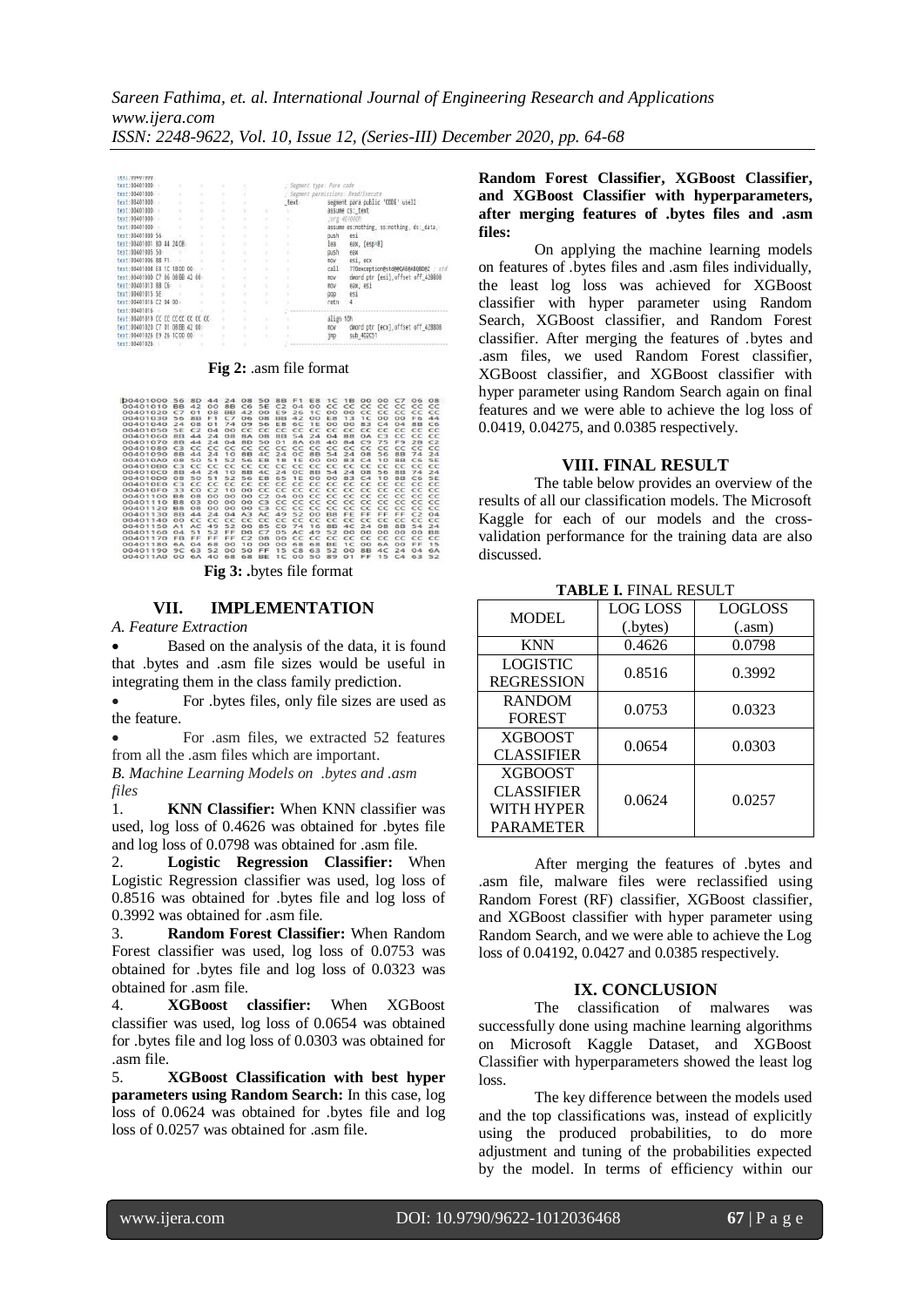**Fig 2:** .asm file format

**Fig 3:** .bytes file format

## VII. IMPLEMENTATION

*A. Feature Extraction*

- Based on the analysis of the data, it is found that .bytes and .asm file sizes would be useful in integrating them in the class family prediction.
- For .bytes files, only file sizes are used as the feature.
- For .asm files, we extracted 52 features from all the .asm files which are important.

*B. Machine Learning Models on .bytes and .asm files*

1. **KNN Classifier:** When KNN classifier was used, log loss of 0.4626 was obtained for .bytes file and log loss of 0.0798 was obtained for .asm file.
2. **Logistic Regression Classifier:** When Logistic Regression classifier was used, log loss of 0.8516 was obtained for .bytes file and log loss of 0.3992 was obtained for .asm file.
3. **Random Forest Classifier:** When Random Forest classifier was used, log loss of 0.0753 was obtained for .bytes file and log loss of 0.0323 was obtained for .asm file.
4. **XGBoost classifier:** When XGBoost classifier was used, log loss of 0.0654 was obtained for .bytes file and log loss of 0.0303 was obtained for .asm file.
5. **XGBoost Classification with best hyper parameters using Random Search:** In this case, log loss of 0.0624 was obtained for .bytes file and log loss of 0.0257 was obtained for .asm file.

**Random Forest Classifier, XGBoost Classifier, and XGBoost Classifier with hyperparameters, after merging features of .bytes files and .asm files:**

On applying the machine learning models on features of .bytes files and .asm files individually, the least log loss was achieved for XGBoost classifier with hyper parameter using Random Search, XGBoost classifier, and Random Forest classifier. After merging the features of .bytes and .asm files, we used Random Forest classifier, XGBoost classifier, and XGBoost classifier with hyper parameter using Random Search again on final features and we were able to achieve the log loss of 0.0419, 0.04275, and 0.0385 respectively.

## VIII. FINAL RESULT

The table below provides an overview of the results of all our classification models. The Microsoft Kaggle for each of our models and the cross-validation performance for the training data are also discussed.

**TABLE I.** FINAL RESULT

| MODEL | LOG LOSS (.bytes) | LOGLOSS (.asm) |
|---|---|---|
| KNN | 0.4626 | 0.0798 |
| LOGISTIC REGRESSION | 0.8516 | 0.3992 |
| RANDOM FOREST | 0.0753 | 0.0323 |
| XGBOOST CLASSIFIER | 0.0654 | 0.0303 |
| XGBOOST CLASSIFIER WITH HYPER PARAMETER | 0.0624 | 0.0257 |

After merging the features of .bytes and .asm file, malware files were reclassified using Random Forest (RF) classifier, XGBoost classifier, and XGBoost classifier with hyper parameter using Random Search, and we were able to achieve the Log loss of 0.04192, 0.0427 and 0.0385 respectively.

## IX. CONCLUSION

The classification of malwares was successfully done using machine learning algorithms on Microsoft Kaggle Dataset, and XGBoost Classifier with hyperparameters showed the least log loss.

The key difference between the models used and the top classifications was, instead of explicitly using the produced probabilities, to do more adjustment and tuning of the probabilities expected by the model. In terms of efficiency within our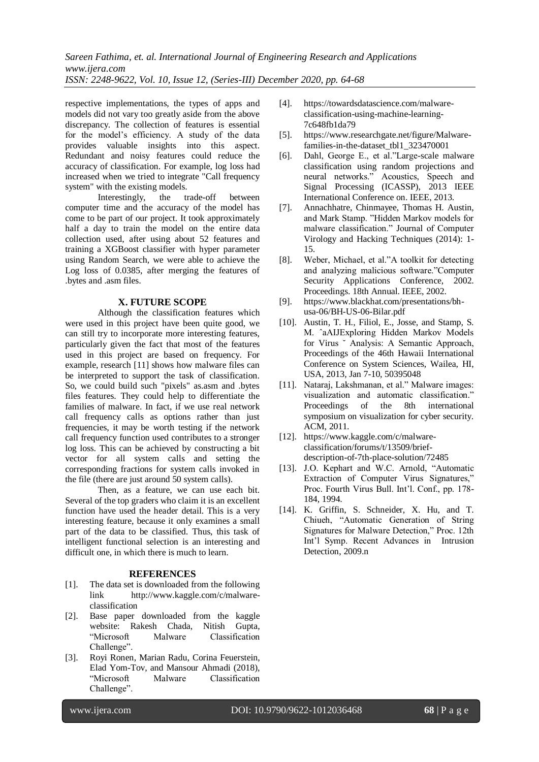respective implementations, the types of apps and models did not vary too greatly aside from the above discrepancy. The collection of features is essential for the model's efficiency. A study of the data provides valuable insights into this aspect. Redundant and noisy features could reduce the accuracy of classification. For example, log loss had increased when we tried to integrate "Call frequency system" with the existing models.

Interestingly, the trade-off between computer time and the accuracy of the model has come to be part of our project. It took approximately half a day to train the model on the entire data collection used, after using about 52 features and training a XGBoost classifier with hyper parameter using Random Search, we were able to achieve the Log loss of 0.0385, after merging the features of .bytes and .asm files.

## X. FUTURE SCOPE

Although the classification features which were used in this project have been quite good, we can still try to incorporate more interesting features, particularly given the fact that most of the features used in this project are based on frequency. For example, research [11] shows how malware files can be interpreted to support the task of classification. So, we could build such "pixels" as.asm and .bytes files features. They could help to differentiate the families of malware. In fact, if we use real network call frequency calls as options rather than just frequencies, it may be worth testing if the network call frequency function used contributes to a stronger log loss. This can be achieved by constructing a bit vector for all system calls and setting the corresponding fractions for system calls invoked in the file (there are just around 50 system calls).

Then, as a feature, we can use each bit. Several of the top graders who claim it is an excellent function have used the header detail. This is a very interesting feature, because it only examines a small part of the data to be classified. Thus, this task of intelligent functional selection is an interesting and difficult one, in which there is much to learn.

## REFERENCES

[1]. The data set is downloaded from the following link http://www.kaggle.com/c/malware-classification

[2]. Base paper downloaded from the kaggle website: Rakesh Chada, Nitish Gupta, "Microsoft Malware Classification Challenge".

[3]. Royi Ronen, Marian Radu, Corina Feuerstein, Elad Yom-Tov, and Mansour Ahmadi (2018), "Microsoft Malware Classification Challenge".

[4]. https://towardsdatascience.com/malware-classification-using-machine-learning-7c648fb1da79

[5]. https://www.researchgate.net/figure/Malware-families-in-the-dataset_tbl1_323470001

[6]. Dahl, George E., et al."Large-scale malware classification using random projections and neural networks." Acoustics, Speech and Signal Processing (ICASSP), 2013 IEEE International Conference on. IEEE, 2013.

[7]. Annachhatre, Chinmayee, Thomas H. Austin, and Mark Stamp. "Hidden Markov models for malware classification." Journal of Computer Virology and Hacking Techniques (2014): 1-15.

[8]. Weber, Michael, et al."A toolkit for detecting and analyzing malicious software."Computer Security Applications Conference, 2002. Proceedings. 18th Annual. IEEE, 2002.

[9]. https://www.blackhat.com/presentations/bh-usa-06/BH-US-06-Bilar.pdf

[10]. Austin, T. H., Filiol, E., Josse, and Stamp, S. M. ˆaAIJExploring Hidden Markov Models for Virus ˘ Analysis: A Semantic Approach, Proceedings of the 46th Hawaii International Conference on System Sciences, Wailea, HI, USA, 2013, Jan 7-10, 50395048

[11]. Nataraj, Lakshmanan, et al." Malware images: visualization and automatic classification." Proceedings of the 8th international symposium on visualization for cyber security. ACM, 2011.

[12]. https://www.kaggle.com/c/malware-classification/forums/t/13509/brief-description-of-7th-place-solution/72485

[13]. J.O. Kephart and W.C. Arnold, "Automatic Extraction of Computer Virus Signatures," Proc. Fourth Virus Bull. Int'l. Conf., pp. 178-184, 1994.

[14]. K. Griffin, S. Schneider, X. Hu, and T. Chiueh, "Automatic Generation of String Signatures for Malware Detection," Proc. 12th Int'l Symp. Recent Advances in Intrusion Detection, 2009.n